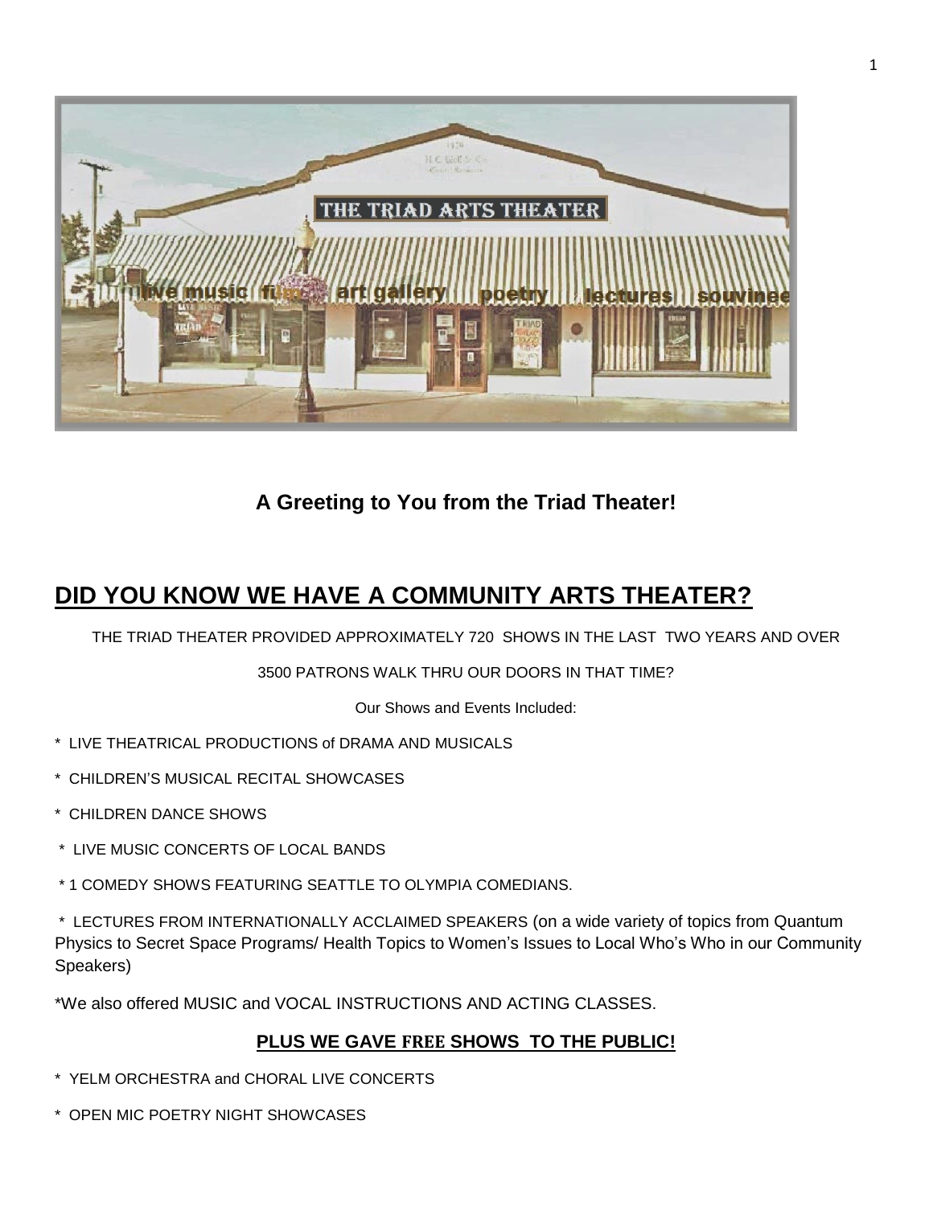### A Greeting to You from the Triad Theater!

## DID YOU KNOW WE HAVE A COMMUNITY ARTS THEATER?

THE TRIAD THEATER PROVIDED APPROXIMATELY 720 SHOWS IN THE LAST TWO YEARS AND OVER 3500 PATRONS WALK THRU OUR DOORS IN THAT TIME?

Our Shows and Events Included:

* LIVE THEATRICAL PRODUCTIONS of DRAMA AND MUSICALS
* CHILDREN'S MUSICAL RECITAL SHOWCASES
* CHILDREN DANCE SHOWS
* LIVE MUSIC CONCERTS OF LOCAL BANDS
* 1 COMEDY SHOWS FEATURING SEATTLE TO OLYMPIA COMEDIANS.
* LECTURES FROM INTERNATIONALLY ACCLAIMED SPEAKERS (on a wide variety of topics from Quantum Physics to Secret Space Programs/ Health Topics to Women's Issues to Local Who's Who in our Community Speakers)

*We also offered MUSIC and VOCAL INSTRUCTIONS AND ACTING CLASSES.

**PLUS WE GAVE FREE SHOWS TO THE PUBLIC!**

* YELM ORCHESTRA and CHORAL LIVE CONCERTS
* OPEN MIC POETRY NIGHT SHOWCASES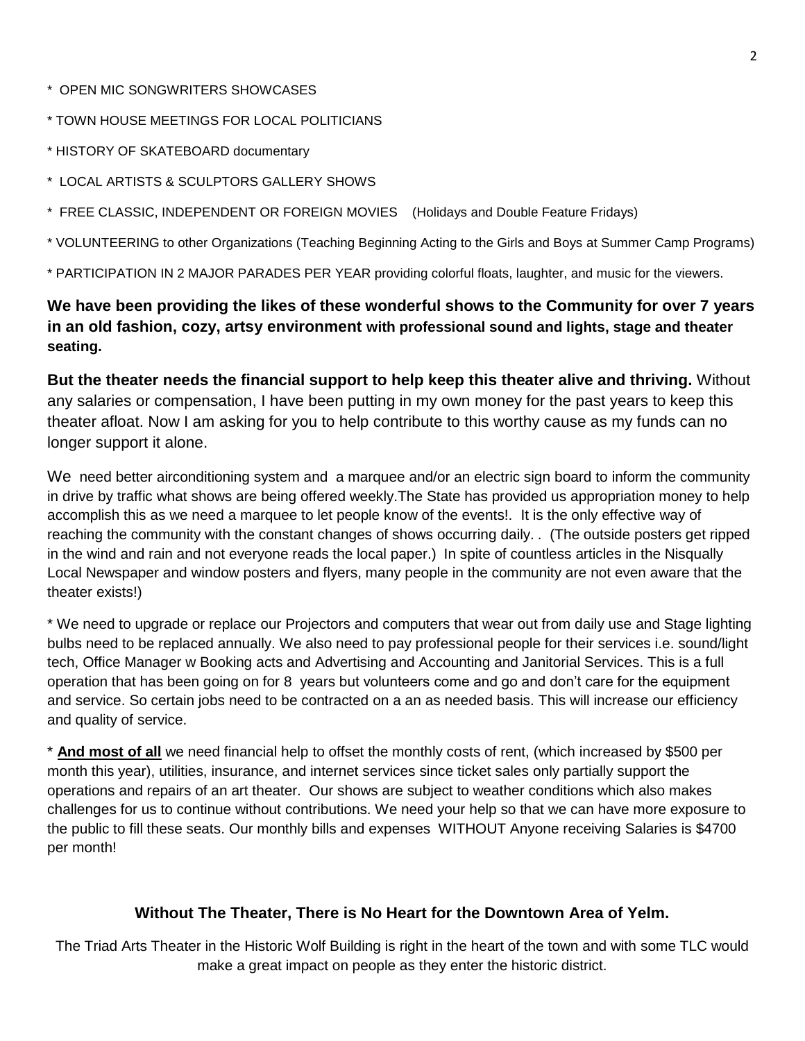* OPEN MIC SONGWRITERS SHOWCASES

* TOWN HOUSE MEETINGS FOR LOCAL POLITICIANS

* HISTORY OF SKATEBOARD documentary

* LOCAL ARTISTS & SCULPTORS GALLERY SHOWS

* FREE CLASSIC, INDEPENDENT OR FOREIGN MOVIES (Holidays and Double Feature Fridays)

* VOLUNTEERING to other Organizations (Teaching Beginning Acting to the Girls and Boys at Summer Camp Programs)

* PARTICIPATION IN 2 MAJOR PARADES PER YEAR providing colorful floats, laughter, and music for the viewers.

**We have been providing the likes of these wonderful shows to the Community for over 7 years in an old fashion, cozy, artsy environment with professional sound and lights, stage and theater seating.**

**But the theater needs the financial support to help keep this theater alive and thriving.** Without any salaries or compensation, I have been putting in my own money for the past years to keep this theater afloat. Now I am asking for you to help contribute to this worthy cause as my funds can no longer support it alone.

We need better airconditioning system and a marquee and/or an electric sign board to inform the community in drive by traffic what shows are being offered weekly.The State has provided us appropriation money to help accomplish this as we need a marquee to let people know of the events!. It is the only effective way of reaching the community with the constant changes of shows occurring daily. . (The outside posters get ripped in the wind and rain and not everyone reads the local paper.) In spite of countless articles in the Nisqually Local Newspaper and window posters and flyers, many people in the community are not even aware that the theater exists!)

* We need to upgrade or replace our Projectors and computers that wear out from daily use and Stage lighting bulbs need to be replaced annually. We also need to pay professional people for their services i.e. sound/light tech, Office Manager w Booking acts and Advertising and Accounting and Janitorial Services. This is a full operation that has been going on for 8 years but volunteers come and go and don't care for the equipment and service. So certain jobs need to be contracted on a an as needed basis. This will increase our efficiency and quality of service.

* **<u>And most of all</u>** we need financial help to offset the monthly costs of rent, (which increased by $500 per month this year), utilities, insurance, and internet services since ticket sales only partially support the operations and repairs of an art theater. Our shows are subject to weather conditions which also makes challenges for us to continue without contributions. We need your help so that we can have more exposure to the public to fill these seats. Our monthly bills and expenses WITHOUT Anyone receiving Salaries is $4700 per month!

**Without The Theater, There is No Heart for the Downtown Area of Yelm.**

The Triad Arts Theater in the Historic Wolf Building is right in the heart of the town and with some TLC would make a great impact on people as they enter the historic district.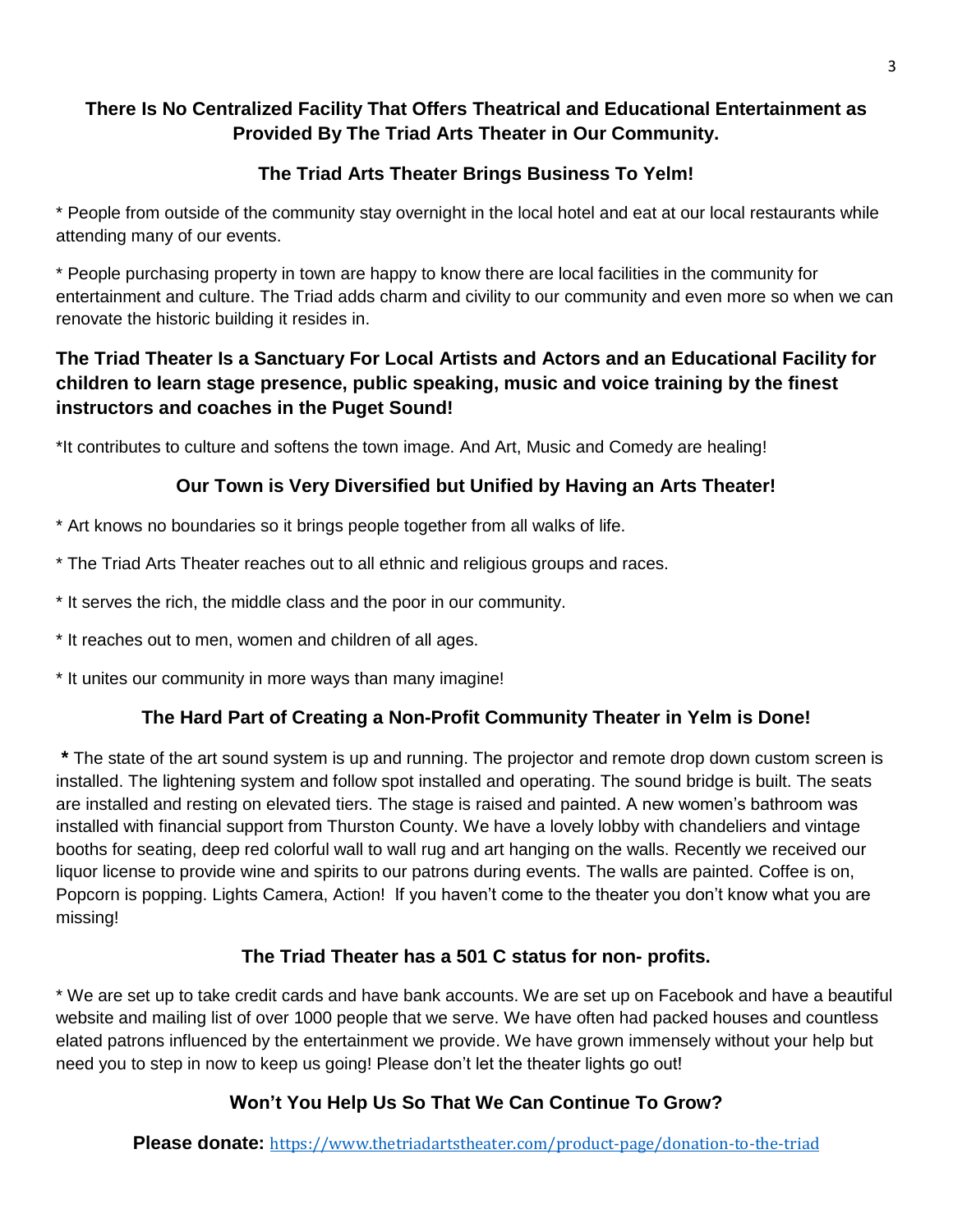## There Is No Centralized Facility That Offers Theatrical and Educational Entertainment as Provided By The Triad Arts Theater in Our Community.

### The Triad Arts Theater Brings Business To Yelm!

* People from outside of the community stay overnight in the local hotel and eat at our local restaurants while attending many of our events.

* People purchasing property in town are happy to know there are local facilities in the community for entertainment and culture. The Triad adds charm and civility to our community and even more so when we can renovate the historic building it resides in.

### The Triad Theater Is a Sanctuary For Local Artists and Actors and an Educational Facility for children to learn stage presence, public speaking, music and voice training by the finest instructors and coaches in the Puget Sound!

*It contributes to culture and softens the town image. And Art, Music and Comedy are healing!

### Our Town is Very Diversified but Unified by Having an Arts Theater!

* Art knows no boundaries so it brings people together from all walks of life.

* The Triad Arts Theater reaches out to all ethnic and religious groups and races.

* It serves the rich, the middle class and the poor in our community.

* It reaches out to men, women and children of all ages.

* It unites our community in more ways than many imagine!

### The Hard Part of Creating a Non-Profit Community Theater in Yelm is Done!

**\*** The state of the art sound system is up and running. The projector and remote drop down custom screen is installed. The lightening system and follow spot installed and operating. The sound bridge is built. The seats are installed and resting on elevated tiers. The stage is raised and painted. A new women's bathroom was installed with financial support from Thurston County. We have a lovely lobby with chandeliers and vintage booths for seating, deep red colorful wall to wall rug and art hanging on the walls. Recently we received our liquor license to provide wine and spirits to our patrons during events. The walls are painted. Coffee is on, Popcorn is popping. Lights Camera, Action! If you haven't come to the theater you don't know what you are missing!

### The Triad Theater has a 501 C status for non- profits.

* We are set up to take credit cards and have bank accounts. We are set up on Facebook and have a beautiful website and mailing list of over 1000 people that we serve. We have often had packed houses and countless elated patrons influenced by the entertainment we provide. We have grown immensely without your help but need you to step in now to keep us going! Please don't let the theater lights go out!

### Won't You Help Us So That We Can Continue To Grow?

**Please donate:** https://www.thetriadartstheater.com/product-page/donation-to-the-triad